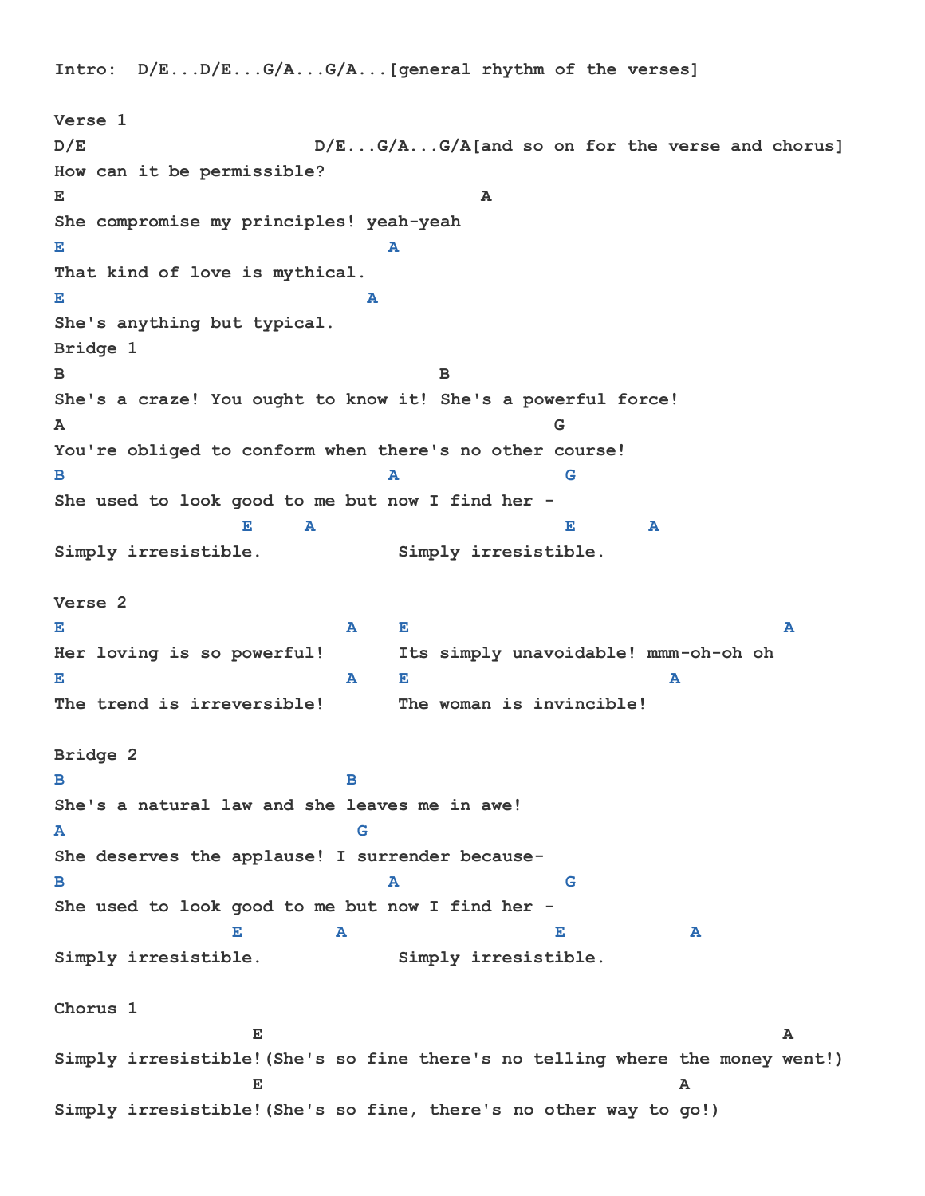```
Intro:  D/E...D/E...G/A...G/A...[general rhythm of the verses]

Verse 1
D/E                     D/E...G/A...G/A[and so on for the verse and chorus]
How can it be permissible?
E                                      A
She compromise my principles! yeah-yeah
E                         A
That kind of love is mythical.
E                       A
She's anything but typical.
Bridge 1
B                                  B
She's a craze! You ought to know it! She's a powerful force!
A                                              G
You're obliged to conform when there's no other course!
B                            A                G
She used to look good to me but now I find her -
                  E     A                      E       A
Simply irresistible.             Simply irresistible.

Verse 2
E                          A    E                                  A
Her loving is so powerful!      Its simply unavoidable! mmm-oh-oh oh
E                          A    E                        A
The trend is irreversible!      The woman is invincible!

Bridge 2
B                          B
She's a natural law and she leaves me in awe!
A                          G
She deserves the applause! I surrender because-
B                            A                G
She used to look good to me but now I find her -
                 E         A                  E           A
Simply irresistible.             Simply irresistible.

Chorus 1
                  E                                                  A
Simply irresistible!(She's so fine there's no telling where the money went!)
                  E                                        A
Simply irresistible!(She's so fine, there's no other way to go!)
```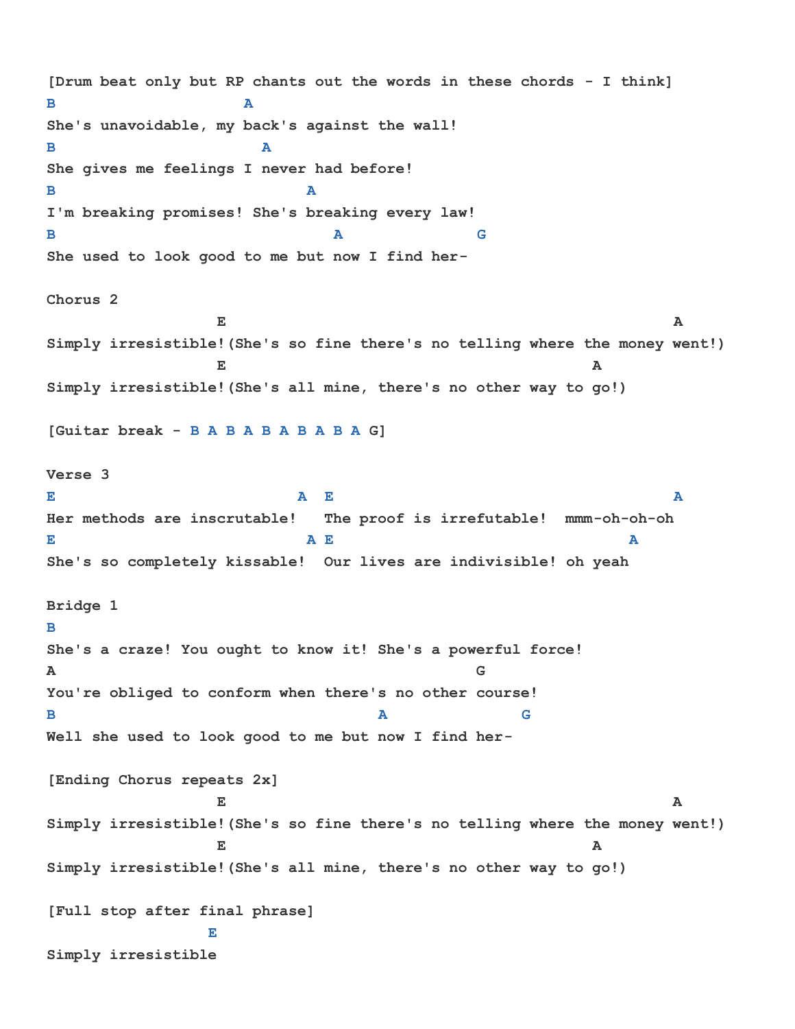```
[Drum beat only but RP chants out the words in these chords - I think]
B                    A
She's unavoidable, my back's against the wall!
B                      A
She gives me feelings I never had before!
B                           A
I'm breaking promises! She's breaking every law!
B                             A              G
She used to look good to me but now I find her-

Chorus 2
                  E                                              A
Simply irresistible!(She's so fine there's no telling where the money went!)
                  E                                     A
Simply irresistible!(She's all mine, there's no other way to go!)

[Guitar break - B A B A B A B A B A G]

Verse 3
E                           A  E                                    A
Her methods are inscrutable!   The proof is irrefutable!  mmm-oh-oh-oh
E                            A E                               A
She's so completely kissable!  Our lives are indivisible! oh yeah

Bridge 1
B
She's a craze! You ought to know it! She's a powerful force!
A                                              G
You're obliged to conform when there's no other course!
B                                  A              G
Well she used to look good to me but now I find her-

[Ending Chorus repeats 2x]
                  E                                              A
Simply irresistible!(She's so fine there's no telling where the money went!)
                  E                                     A
Simply irresistible!(She's all mine, there's no other way to go!)

[Full stop after final phrase]
                 E
Simply irresistible
```